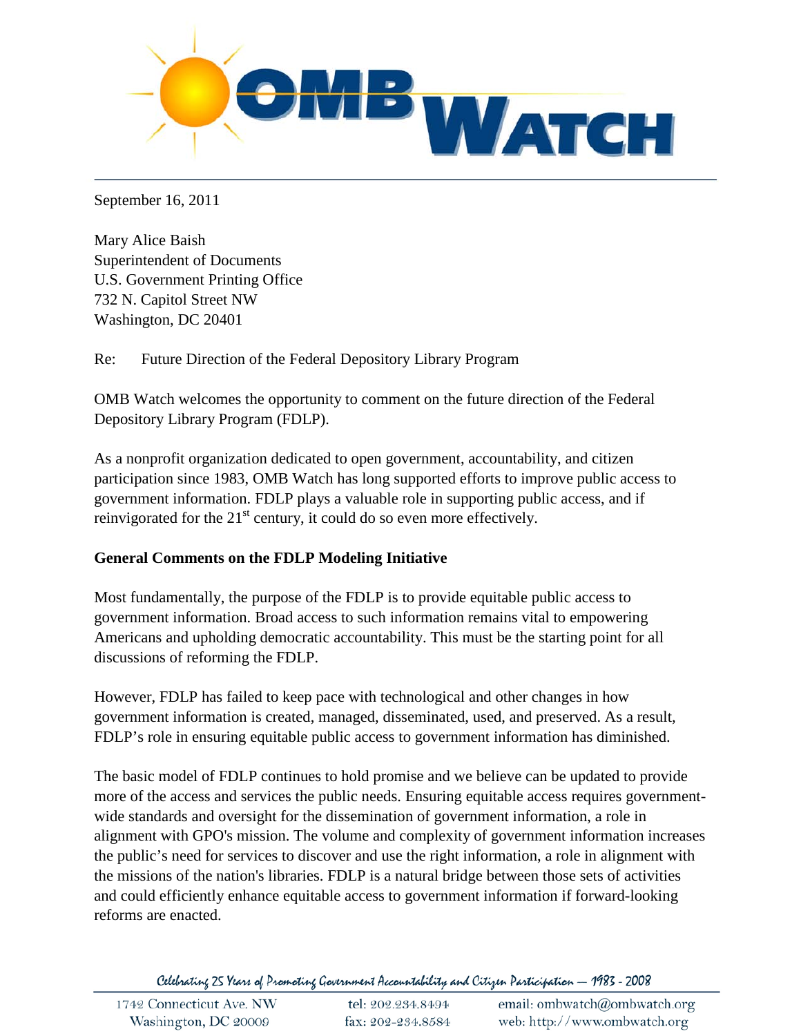September 16, 2011

Mary Alice Baish
Superintendent of Documents
U.S. Government Printing Office
732 N. Capitol Street NW
Washington, DC 20401

Re: Future Direction of the Federal Depository Library Program

OMB Watch welcomes the opportunity to comment on the future direction of the Federal Depository Library Program (FDLP).

As a nonprofit organization dedicated to open government, accountability, and citizen participation since 1983, OMB Watch has long supported efforts to improve public access to government information. FDLP plays a valuable role in supporting public access, and if reinvigorated for the 21st century, it could do so even more effectively.

**General Comments on the FDLP Modeling Initiative**

Most fundamentally, the purpose of the FDLP is to provide equitable public access to government information. Broad access to such information remains vital to empowering Americans and upholding democratic accountability. This must be the starting point for all discussions of reforming the FDLP.

However, FDLP has failed to keep pace with technological and other changes in how government information is created, managed, disseminated, used, and preserved. As a result, FDLP's role in ensuring equitable public access to government information has diminished.

The basic model of FDLP continues to hold promise and we believe can be updated to provide more of the access and services the public needs. Ensuring equitable access requires government-wide standards and oversight for the dissemination of government information, a role in alignment with GPO's mission. The volume and complexity of government information increases the public's need for services to discover and use the right information, a role in alignment with the missions of the nation's libraries. FDLP is a natural bridge between those sets of activities and could efficiently enhance equitable access to government information if forward-looking reforms are enacted.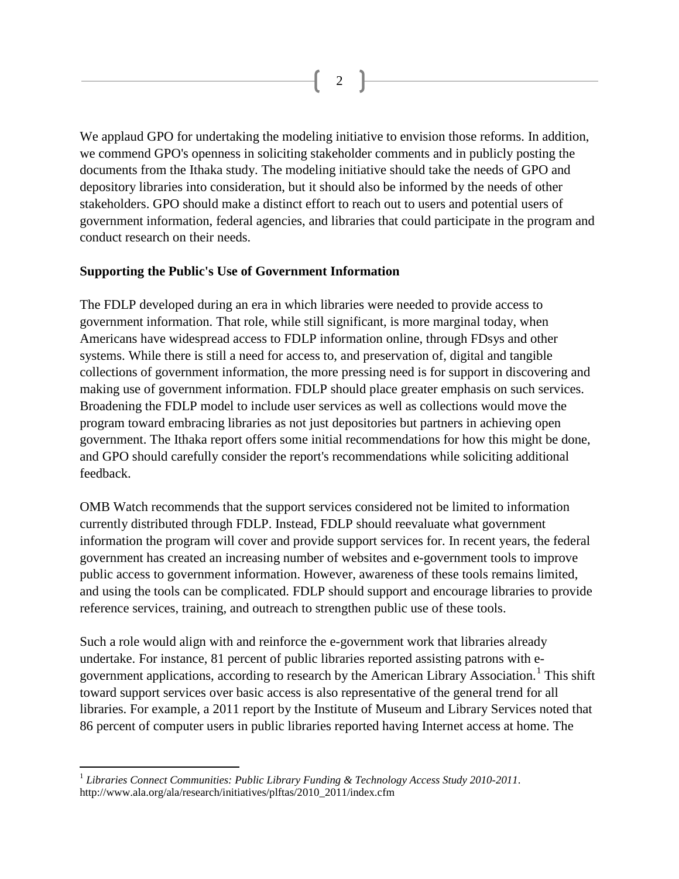We applaud GPO for undertaking the modeling initiative to envision those reforms. In addition, we commend GPO's openness in soliciting stakeholder comments and in publicly posting the documents from the Ithaka study. The modeling initiative should take the needs of GPO and depository libraries into consideration, but it should also be informed by the needs of other stakeholders. GPO should make a distinct effort to reach out to users and potential users of government information, federal agencies, and libraries that could participate in the program and conduct research on their needs.

**Supporting the Public's Use of Government Information**

The FDLP developed during an era in which libraries were needed to provide access to government information. That role, while still significant, is more marginal today, when Americans have widespread access to FDLP information online, through FDsys and other systems. While there is still a need for access to, and preservation of, digital and tangible collections of government information, the more pressing need is for support in discovering and making use of government information. FDLP should place greater emphasis on such services. Broadening the FDLP model to include user services as well as collections would move the program toward embracing libraries as not just depositories but partners in achieving open government. The Ithaka report offers some initial recommendations for how this might be done, and GPO should carefully consider the report's recommendations while soliciting additional feedback.

OMB Watch recommends that the support services considered not be limited to information currently distributed through FDLP. Instead, FDLP should reevaluate what government information the program will cover and provide support services for. In recent years, the federal government has created an increasing number of websites and e-government tools to improve public access to government information. However, awareness of these tools remains limited, and using the tools can be complicated. FDLP should support and encourage libraries to provide reference services, training, and outreach to strengthen public use of these tools.

Such a role would align with and reinforce the e-government work that libraries already undertake. For instance, 81 percent of public libraries reported assisting patrons with e-government applications, according to research by the American Library Association.[1] This shift toward support services over basic access is also representative of the general trend for all libraries. For example, a 2011 report by the Institute of Museum and Library Services noted that 86 percent of computer users in public libraries reported having Internet access at home. The

---

[1] *Libraries Connect Communities: Public Library Funding & Technology Access Study 2010-2011*. http://www.ala.org/ala/research/initiatives/plftas/2010_2011/index.cfm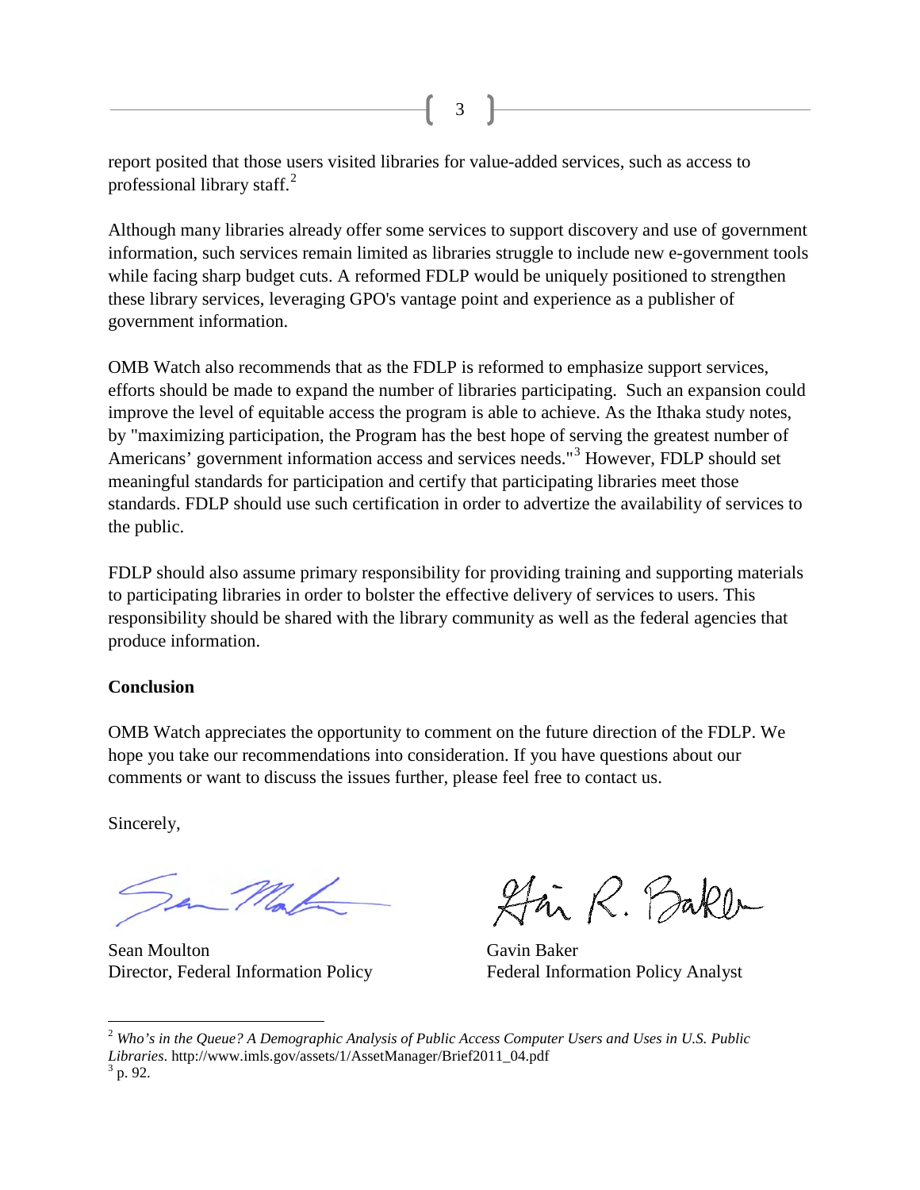report posited that those users visited libraries for value-added services, such as access to professional library staff.[2]

Although many libraries already offer some services to support discovery and use of government information, such services remain limited as libraries struggle to include new e-government tools while facing sharp budget cuts. A reformed FDLP would be uniquely positioned to strengthen these library services, leveraging GPO's vantage point and experience as a publisher of government information.

OMB Watch also recommends that as the FDLP is reformed to emphasize support services, efforts should be made to expand the number of libraries participating. Such an expansion could improve the level of equitable access the program is able to achieve. As the Ithaka study notes, by "maximizing participation, the Program has the best hope of serving the greatest number of Americans' government information access and services needs."[3] However, FDLP should set meaningful standards for participation and certify that participating libraries meet those standards. FDLP should use such certification in order to advertize the availability of services to the public.

FDLP should also assume primary responsibility for providing training and supporting materials to participating libraries in order to bolster the effective delivery of services to users. This responsibility should be shared with the library community as well as the federal agencies that produce information.

**Conclusion**

OMB Watch appreciates the opportunity to comment on the future direction of the FDLP. We hope you take our recommendations into consideration. If you have questions about our comments or want to discuss the issues further, please feel free to contact us.

Sincerely,

Sean Moulton
Director, Federal Information Policy

Gavin Baker
Federal Information Policy Analyst

---

[2] *Who's in the Queue? A Demographic Analysis of Public Access Computer Users and Uses in U.S. Public Libraries*. http://www.imls.gov/assets/1/AssetManager/Brief2011_04.pdf

[3] p. 92.